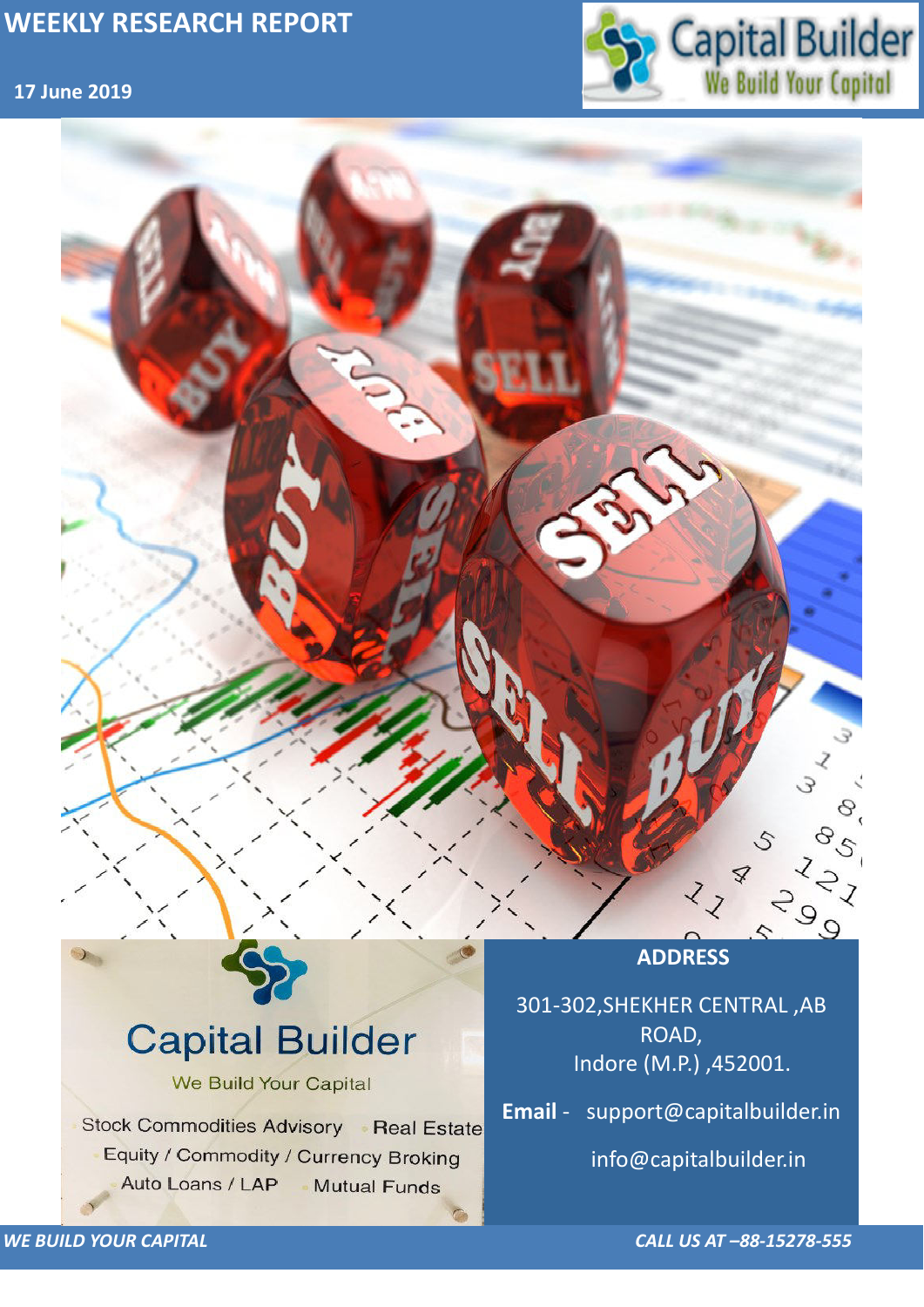# WEEKLY RESEARCH REPORT

**17 June 2019**

Capital Builder
We Build Your Capital

Capital Builder

We Build Your Capital

Stock Commodities Advisory · Real Estate
Equity / Commodity / Currency Broking
Auto Loans / LAP · Mutual Funds

**ADDRESS**

301-302,SHEKHER CENTRAL ,AB ROAD,
Indore (M.P.) ,452001.

**Email** - support@capitalbuilder.in

info@capitalbuilder.in

*WE BUILD YOUR CAPITAL*

*CALL US AT –88-15278-555*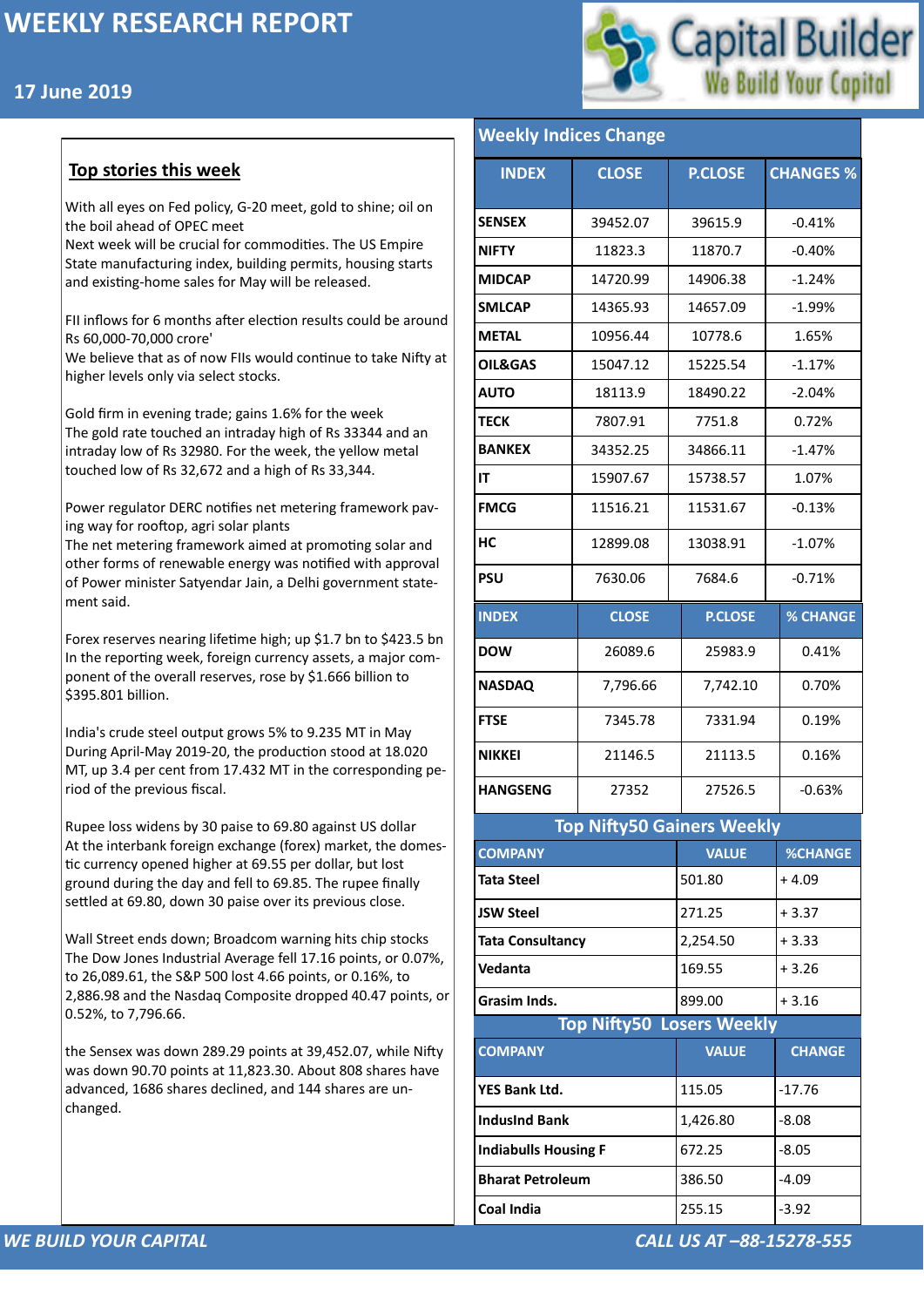# WEEKLY RESEARCH REPORT

17 June 2019

Capital Builder — We Build Your Capital

## Top stories this week

With all eyes on Fed policy, G-20 meet, gold to shine; oil on the boil ahead of OPEC meet
Next week will be crucial for commodities. The US Empire State manufacturing index, building permits, housing starts and existing-home sales for May will be released.

FII inflows for 6 months after election results could be around Rs 60,000-70,000 crore'
We believe that as of now FIIs would continue to take Nifty at higher levels only via select stocks.

Gold firm in evening trade; gains 1.6% for the week
The gold rate touched an intraday high of Rs 33344 and an intraday low of Rs 32980. For the week, the yellow metal touched low of Rs 32,672 and a high of Rs 33,344.

Power regulator DERC notifies net metering framework paving way for rooftop, agri solar plants
The net metering framework aimed at promoting solar and other forms of renewable energy was notified with approval of Power minister Satyendar Jain, a Delhi government statement said.

Forex reserves nearing lifetime high; up $1.7 bn to $423.5 bn
In the reporting week, foreign currency assets, a major component of the overall reserves, rose by $1.666 billion to $395.801 billion.

India's crude steel output grows 5% to 9.235 MT in May
During April-May 2019-20, the production stood at 18.020 MT, up 3.4 per cent from 17.432 MT in the corresponding period of the previous fiscal.

Rupee loss widens by 30 paise to 69.80 against US dollar
At the interbank foreign exchange (forex) market, the domestic currency opened higher at 69.55 per dollar, but lost ground during the day and fell to 69.85. The rupee finally settled at 69.80, down 30 paise over its previous close.

Wall Street ends down; Broadcom warning hits chip stocks
The Dow Jones Industrial Average fell 17.16 points, or 0.07%, to 26,089.61, the S&P 500 lost 4.66 points, or 0.16%, to 2,886.98 and the Nasdaq Composite dropped 40.47 points, or 0.52%, to 7,796.66.

the Sensex was down 289.29 points at 39,452.07, while Nifty was down 90.70 points at 11,823.30. About 808 shares have advanced, 1686 shares declined, and 144 shares are unchanged.

## Weekly Indices Change

| INDEX | CLOSE | P.CLOSE | CHANGES % |
|---|---|---|---|
| SENSEX | 39452.07 | 39615.9 | -0.41% |
| NIFTY | 11823.3 | 11870.7 | -0.40% |
| MIDCAP | 14720.99 | 14906.38 | -1.24% |
| SMLCAP | 14365.93 | 14657.09 | -1.99% |
| METAL | 10956.44 | 10778.6 | 1.65% |
| OIL&GAS | 15047.12 | 15225.54 | -1.17% |
| AUTO | 18113.9 | 18490.22 | -2.04% |
| TECK | 7807.91 | 7751.8 | 0.72% |
| BANKEX | 34352.25 | 34866.11 | -1.47% |
| IT | 15907.67 | 15738.57 | 1.07% |
| FMCG | 11516.21 | 11531.67 | -0.13% |
| HC | 12899.08 | 13038.91 | -1.07% |
| PSU | 7630.06 | 7684.6 | -0.71% |

| INDEX | CLOSE | P.CLOSE | % CHANGE |
|---|---|---|---|
| DOW | 26089.6 | 25983.9 | 0.41% |
| NASDAQ | 7,796.66 | 7,742.10 | 0.70% |
| FTSE | 7345.78 | 7331.94 | 0.19% |
| NIKKEI | 21146.5 | 21113.5 | 0.16% |
| HANGSENG | 27352 | 27526.5 | -0.63% |

## Top Nifty50 Gainers Weekly

| COMPANY | VALUE | %CHANGE |
|---|---|---|
| Tata Steel | 501.80 | + 4.09 |
| JSW Steel | 271.25 | + 3.37 |
| Tata Consultancy | 2,254.50 | + 3.33 |
| Vedanta | 169.55 | + 3.26 |
| Grasim Inds. | 899.00 | + 3.16 |

## Top Nifty50 Losers Weekly

| COMPANY | VALUE | CHANGE |
|---|---|---|
| YES Bank Ltd. | 115.05 | -17.76 |
| IndusInd Bank | 1,426.80 | -8.08 |
| Indiabulls Housing F | 672.25 | -8.05 |
| Bharat Petroleum | 386.50 | -4.09 |
| Coal India | 255.15 | -3.92 |

*WE BUILD YOUR CAPITAL* — *CALL US AT –88-15278-555*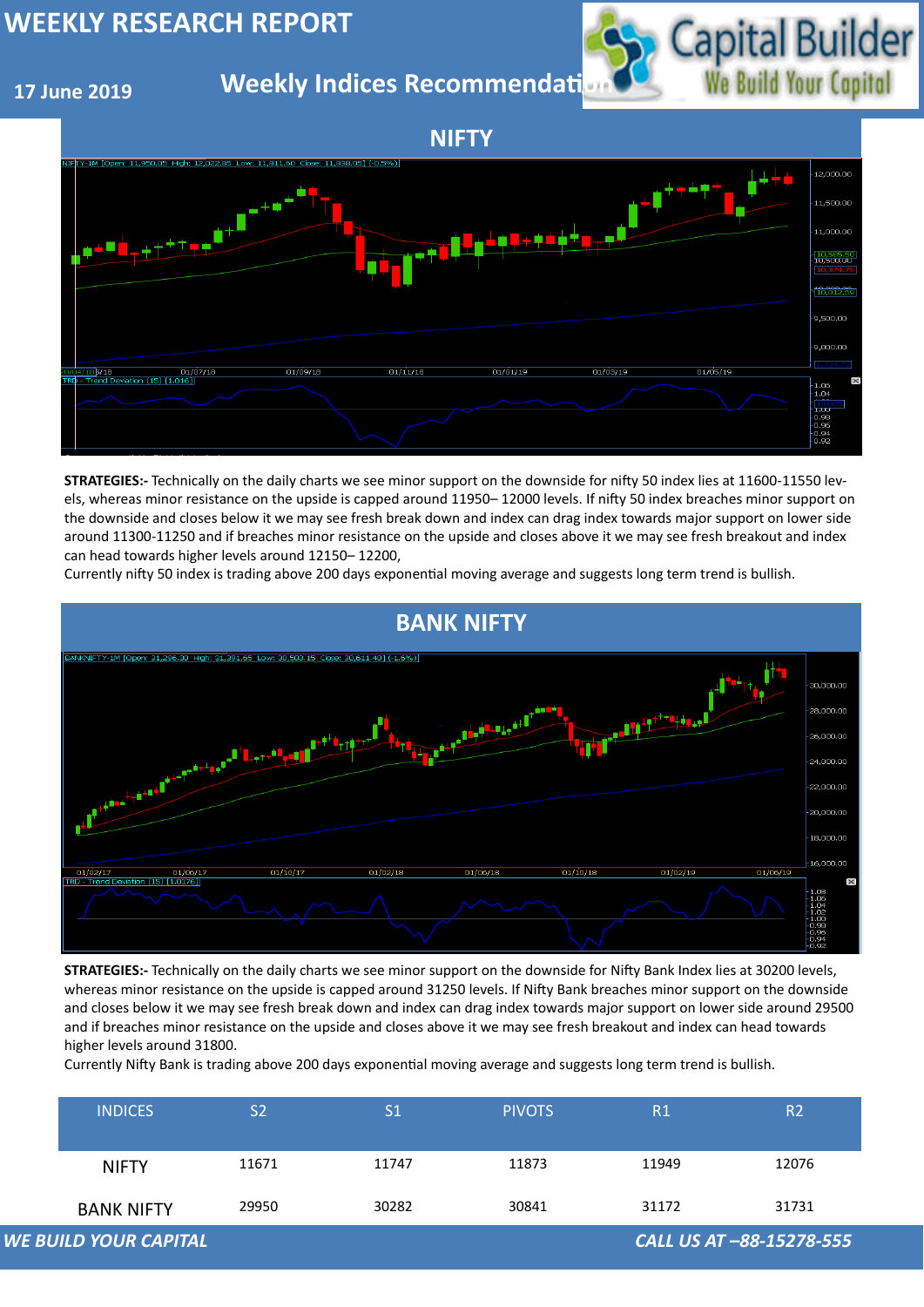# WEEKLY RESEARCH REPORT

17 June 2019

## Weekly Indices Recommendation

## NIFTY

**STRATEGIES:-** Technically on the daily charts we see minor support on the downside for nifty 50 index lies at 11600-11550 levels, whereas minor resistance on the upside is capped around 11950– 12000 levels. If nifty 50 index breaches minor support on the downside and closes below it we may see fresh break down and index can drag index towards major support on lower side around 11300-11250 and if breaches minor resistance on the upside and closes above it we may see fresh breakout and index can head towards higher levels around 12150– 12200,

Currently nifty 50 index is trading above 200 days exponential moving average and suggests long term trend is bullish.

## BANK NIFTY

**STRATEGIES:-** Technically on the daily charts we see minor support on the downside for Nifty Bank Index lies at 30200 levels, whereas minor resistance on the upside is capped around 31250 levels. If Nifty Bank breaches minor support on the downside and closes below it we may see fresh break down and index can drag index towards major support on lower side around 29500 and if breaches minor resistance on the upside and closes above it we may see fresh breakout and index can head towards higher levels around 31800.

Currently Nifty Bank is trading above 200 days exponential moving average and suggests long term trend is bullish.

| INDICES | S2 | S1 | PIVOTS | R1 | R2 |
|---|---|---|---|---|---|
| NIFTY | 11671 | 11747 | 11873 | 11949 | 12076 |
| BANK NIFTY | 29950 | 30282 | 30841 | 31172 | 31731 |

*WE BUILD YOUR CAPITAL* *CALL US AT –88-15278-555*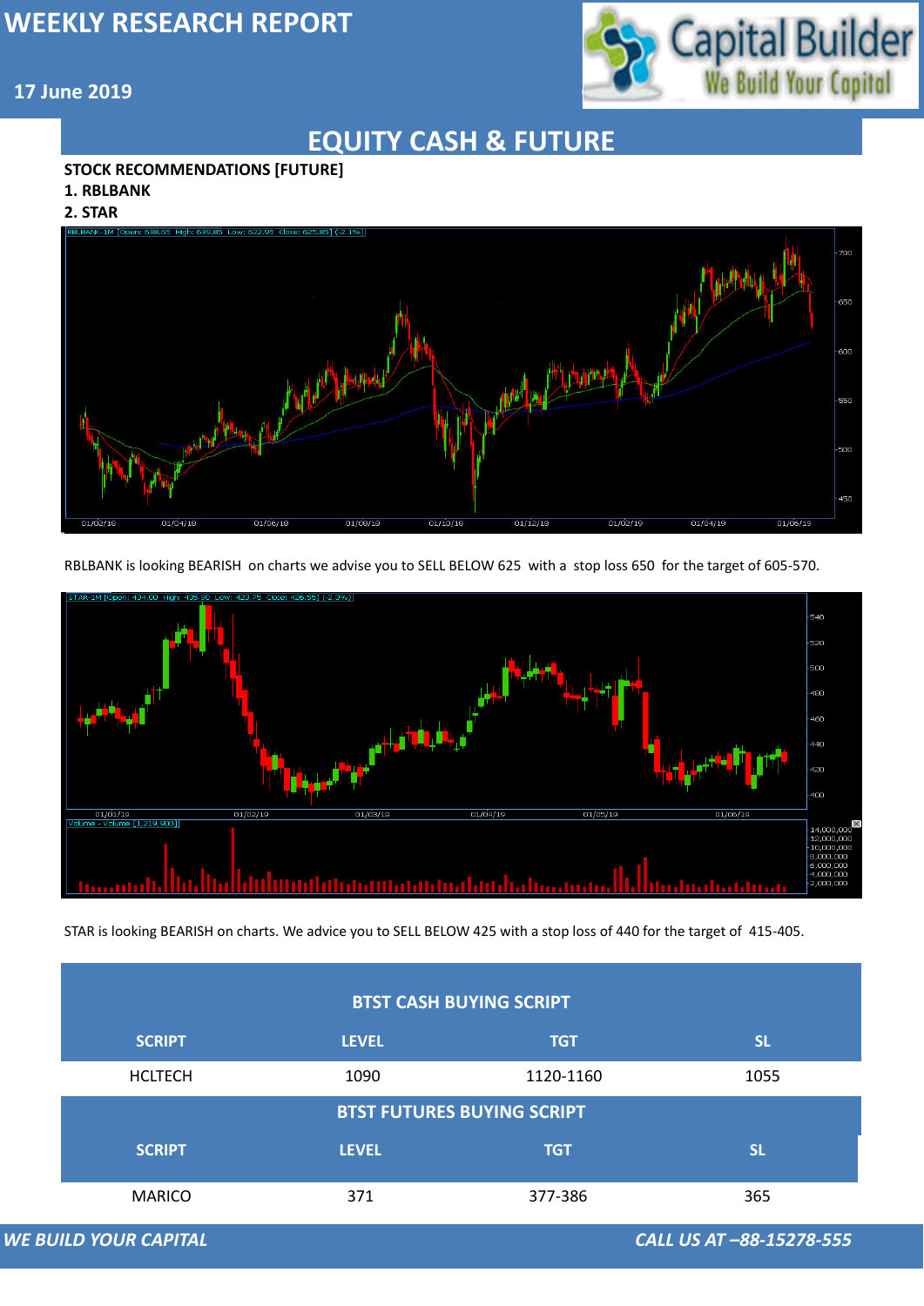# WEEKLY RESEARCH REPORT

**17 June 2019**

## EQUITY CASH & FUTURE

**STOCK RECOMMENDATIONS [FUTURE]**

**1. RBLBANK**

**2. STAR**

RBLBANK is looking BEARISH on charts we advise you to SELL BELOW 625 with a stop loss 650 for the target of 605-570.

STAR is looking BEARISH on charts. We advice you to SELL BELOW 425 with a stop loss of 440 for the target of 415-405.

| BTST CASH BUYING SCRIPT | | | |
|---|---|---|---|
| **SCRIPT** | **LEVEL** | **TGT** | **SL** |
| HCLTECH | 1090 | 1120-1160 | 1055 |

| BTST FUTURES BUYING SCRIPT | | | |
|---|---|---|---|
| **SCRIPT** | **LEVEL** | **TGT** | **SL** |
| MARICO | 371 | 377-386 | 365 |

*WE BUILD YOUR CAPITAL* *CALL US AT –88-15278-555*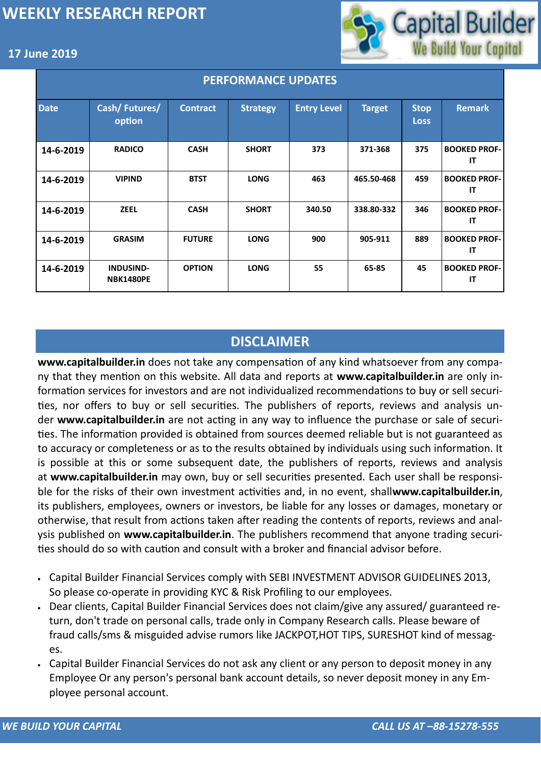# WEEKLY RESEARCH REPORT

**17 June 2019**

## PERFORMANCE UPDATES

| Date | Cash/ Futures/ option | Contract | Strategy | Entry Level | Target | Stop Loss | Remark |
|---|---|---|---|---|---|---|---|
| 14-6-2019 | RADICO | CASH | SHORT | 373 | 371-368 | 375 | BOOKED PROFIT |
| 14-6-2019 | VIPIND | BTST | LONG | 463 | 465.50-468 | 459 | BOOKED PROFIT |
| 14-6-2019 | ZEEL | CASH | SHORT | 340.50 | 338.80-332 | 346 | BOOKED PROFIT |
| 14-6-2019 | GRASIM | FUTURE | LONG | 900 | 905-911 | 889 | BOOKED PROFIT |
| 14-6-2019 | INDUSIND-NBK1480PE | OPTION | LONG | 55 | 65-85 | 45 | BOOKED PROFIT |

## DISCLAIMER

**www.capitalbuilder.in** does not take any compensation of any kind whatsoever from any company that they mention on this website. All data and reports at **www.capitalbuilder.in** are only information services for investors and are not individualized recommendations to buy or sell securities, nor offers to buy or sell securities. The publishers of reports, reviews and analysis under **www.capitalbuilder.in** are not acting in any way to influence the purchase or sale of securities. The information provided is obtained from sources deemed reliable but is not guaranteed as to accuracy or completeness or as to the results obtained by individuals using such information. It is possible at this or some subsequent date, the publishers of reports, reviews and analysis at **www.capitalbuilder.in** may own, buy or sell securities presented. Each user shall be responsible for the risks of their own investment activities and, in no event, shall**www.capitalbuilder.in**, its publishers, employees, owners or investors, be liable for any losses or damages, monetary or otherwise, that result from actions taken after reading the contents of reports, reviews and analysis published on **www.capitalbuilder.in**. The publishers recommend that anyone trading securities should do so with caution and consult with a broker and financial advisor before.

- Capital Builder Financial Services comply with SEBI INVESTMENT ADVISOR GUIDELINES 2013, So please co-operate in providing KYC & Risk Profiling to our employees.
- Dear clients, Capital Builder Financial Services does not claim/give any assured/ guaranteed return, don't trade on personal calls, trade only in Company Research calls. Please beware of fraud calls/sms & misguided advise rumors like JACKPOT,HOT TIPS, SURESHOT kind of messages.
- Capital Builder Financial Services do not ask any client or any person to deposit money in any Employee Or any person's personal bank account details, so never deposit money in any Employee personal account.

*WE BUILD YOUR CAPITAL* *CALL US AT –88-15278-555*